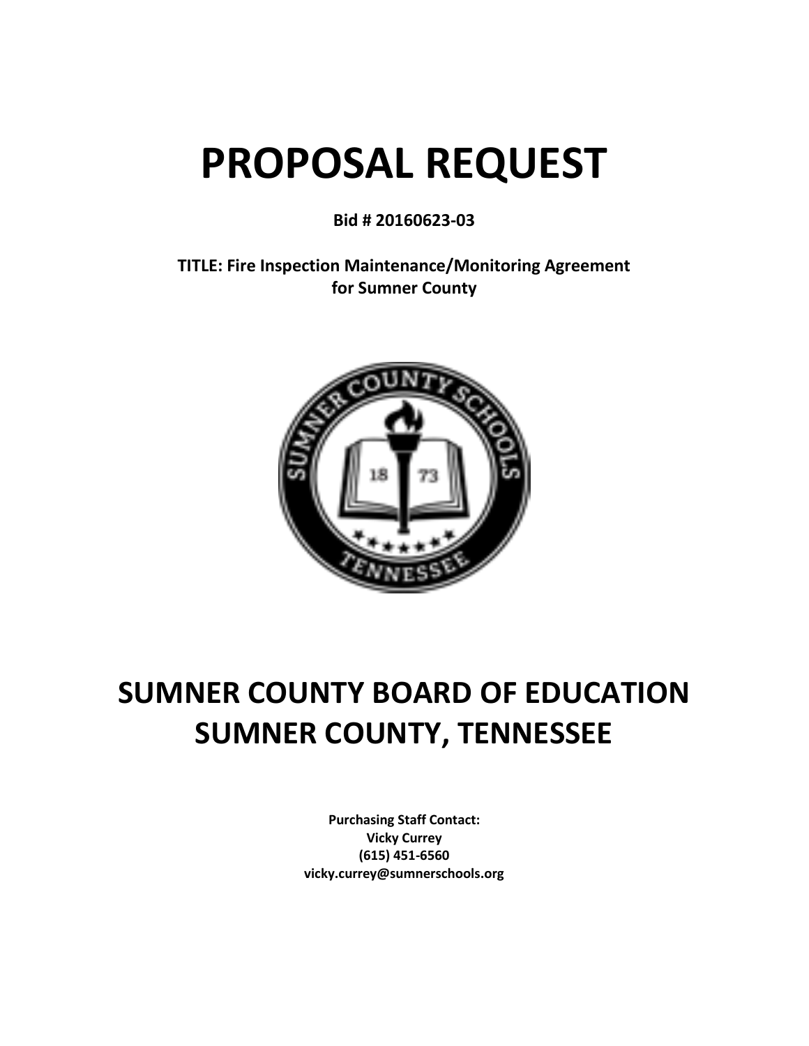# PROPOSAL REQUEST

**Bid # 20160623-03**

**TITLE: Fire Inspection Maintenance/Monitoring Agreement for Sumner County**

# SUMNER COUNTY BOARD OF EDUCATION
# SUMNER COUNTY, TENNESSEE

**Purchasing Staff Contact:**
**Vicky Currey**
**(615) 451-6560**
**vicky.currey@sumnerschools.org**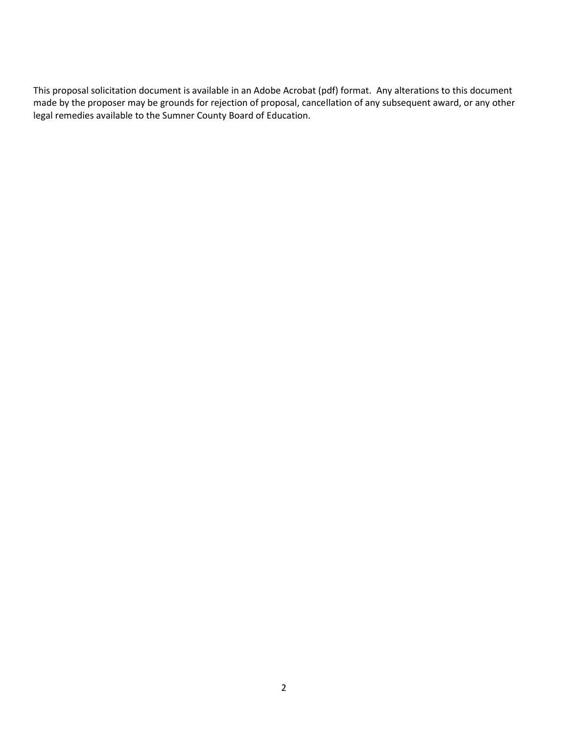This proposal solicitation document is available in an Adobe Acrobat (pdf) format. Any alterations to this document made by the proposer may be grounds for rejection of proposal, cancellation of any subsequent award, or any other legal remedies available to the Sumner County Board of Education.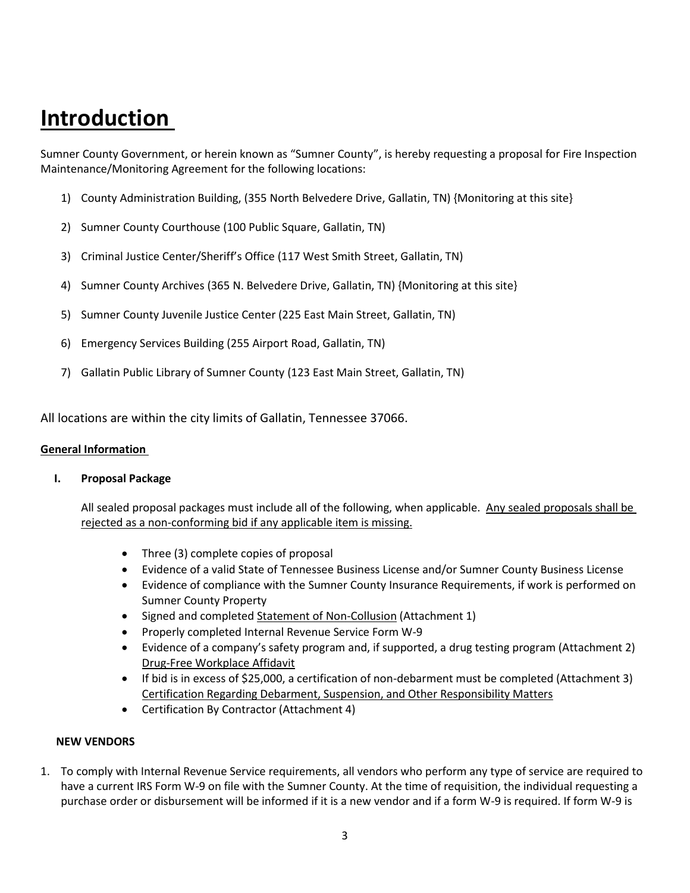# Introduction

Sumner County Government, or herein known as "Sumner County", is hereby requesting a proposal for Fire Inspection Maintenance/Monitoring Agreement for the following locations:

1) County Administration Building, (355 North Belvedere Drive, Gallatin, TN) {Monitoring at this site}
2) Sumner County Courthouse (100 Public Square, Gallatin, TN)
3) Criminal Justice Center/Sheriff's Office (117 West Smith Street, Gallatin, TN)
4) Sumner County Archives (365 N. Belvedere Drive, Gallatin, TN) {Monitoring at this site}
5) Sumner County Juvenile Justice Center (225 East Main Street, Gallatin, TN)
6) Emergency Services Building (255 Airport Road, Gallatin, TN)
7) Gallatin Public Library of Sumner County (123 East Main Street, Gallatin, TN)

All locations are within the city limits of Gallatin, Tennessee 37066.

**General Information**

**I. Proposal Package**

All sealed proposal packages must include all of the following, when applicable. Any sealed proposals shall be rejected as a non-conforming bid if any applicable item is missing.

- Three (3) complete copies of proposal
- Evidence of a valid State of Tennessee Business License and/or Sumner County Business License
- Evidence of compliance with the Sumner County Insurance Requirements, if work is performed on Sumner County Property
- Signed and completed Statement of Non-Collusion (Attachment 1)
- Properly completed Internal Revenue Service Form W-9
- Evidence of a company's safety program and, if supported, a drug testing program (Attachment 2) Drug-Free Workplace Affidavit
- If bid is in excess of $25,000, a certification of non-debarment must be completed (Attachment 3) Certification Regarding Debarment, Suspension, and Other Responsibility Matters
- Certification By Contractor (Attachment 4)

**NEW VENDORS**

1. To comply with Internal Revenue Service requirements, all vendors who perform any type of service are required to have a current IRS Form W-9 on file with the Sumner County. At the time of requisition, the individual requesting a purchase order or disbursement will be informed if it is a new vendor and if a form W-9 is required. If form W-9 is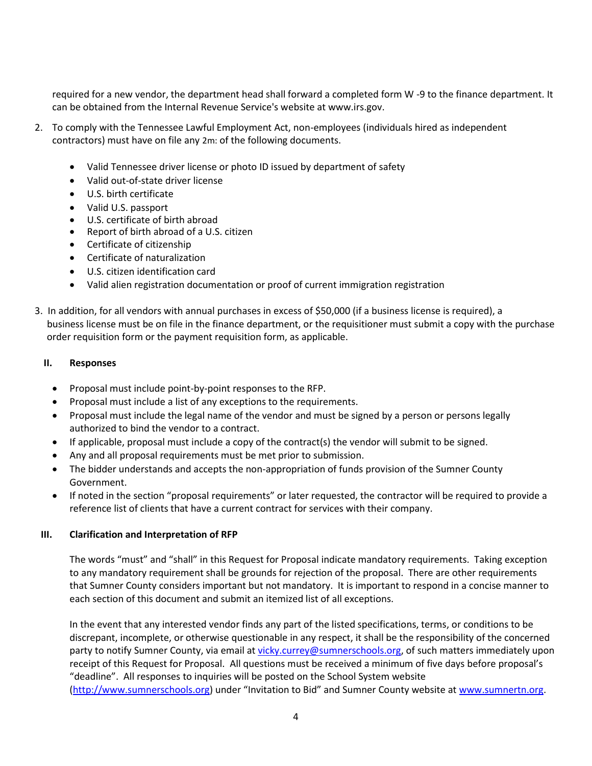required for a new vendor, the department head shall forward a completed form W -9 to the finance department. It can be obtained from the Internal Revenue Service's website at www.irs.gov.

2. To comply with the Tennessee Lawful Employment Act, non-employees (individuals hired as independent contractors) must have on file any 2m: of the following documents.

    - Valid Tennessee driver license or photo ID issued by department of safety
    - Valid out-of-state driver license
    - U.S. birth certificate
    - Valid U.S. passport
    - U.S. certificate of birth abroad
    - Report of birth abroad of a U.S. citizen
    - Certificate of citizenship
    - Certificate of naturalization
    - U.S. citizen identification card
    - Valid alien registration documentation or proof of current immigration registration

3. In addition, for all vendors with annual purchases in excess of $50,000 (if a business license is required), a business license must be on file in the finance department, or the requisitioner must submit a copy with the purchase order requisition form or the payment requisition form, as applicable.

## II. Responses

- Proposal must include point-by-point responses to the RFP.
- Proposal must include a list of any exceptions to the requirements.
- Proposal must include the legal name of the vendor and must be signed by a person or persons legally authorized to bind the vendor to a contract.
- If applicable, proposal must include a copy of the contract(s) the vendor will submit to be signed.
- Any and all proposal requirements must be met prior to submission.
- The bidder understands and accepts the non-appropriation of funds provision of the Sumner County Government.
- If noted in the section "proposal requirements" or later requested, the contractor will be required to provide a reference list of clients that have a current contract for services with their company.

## III. Clarification and Interpretation of RFP

The words "must" and "shall" in this Request for Proposal indicate mandatory requirements. Taking exception to any mandatory requirement shall be grounds for rejection of the proposal. There are other requirements that Sumner County considers important but not mandatory. It is important to respond in a concise manner to each section of this document and submit an itemized list of all exceptions.

In the event that any interested vendor finds any part of the listed specifications, terms, or conditions to be discrepant, incomplete, or otherwise questionable in any respect, it shall be the responsibility of the concerned party to notify Sumner County, via email at vicky.currey@sumnerschools.org, of such matters immediately upon receipt of this Request for Proposal. All questions must be received a minimum of five days before proposal's "deadline". All responses to inquiries will be posted on the School System website (http://www.sumnerschools.org) under "Invitation to Bid" and Sumner County website at www.sumnertn.org.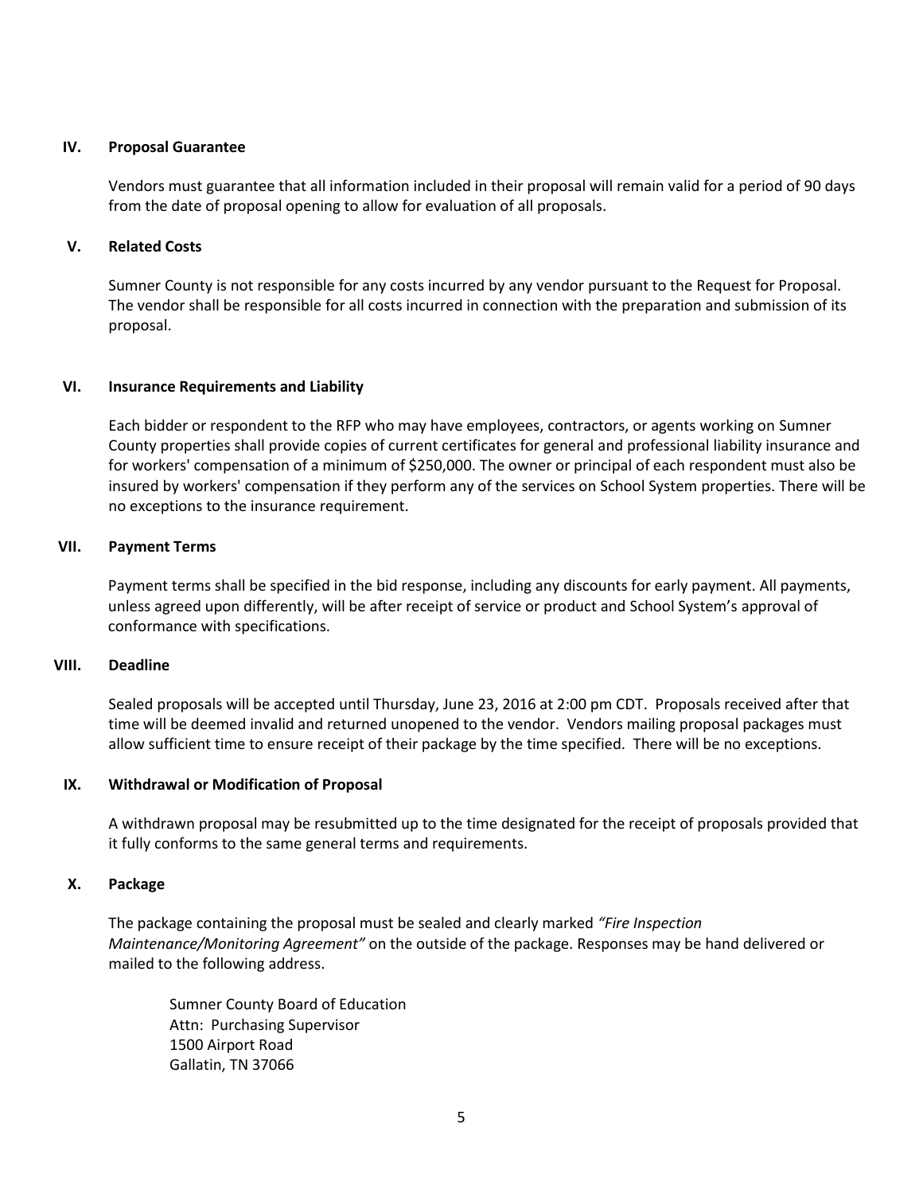## IV. Proposal Guarantee

Vendors must guarantee that all information included in their proposal will remain valid for a period of 90 days from the date of proposal opening to allow for evaluation of all proposals.

## V. Related Costs

Sumner County is not responsible for any costs incurred by any vendor pursuant to the Request for Proposal. The vendor shall be responsible for all costs incurred in connection with the preparation and submission of its proposal.

## VI. Insurance Requirements and Liability

Each bidder or respondent to the RFP who may have employees, contractors, or agents working on Sumner County properties shall provide copies of current certificates for general and professional liability insurance and for workers' compensation of a minimum of $250,000. The owner or principal of each respondent must also be insured by workers' compensation if they perform any of the services on School System properties. There will be no exceptions to the insurance requirement.

## VII. Payment Terms

Payment terms shall be specified in the bid response, including any discounts for early payment. All payments, unless agreed upon differently, will be after receipt of service or product and School System's approval of conformance with specifications.

## VIII. Deadline

Sealed proposals will be accepted until Thursday, June 23, 2016 at 2:00 pm CDT. Proposals received after that time will be deemed invalid and returned unopened to the vendor. Vendors mailing proposal packages must allow sufficient time to ensure receipt of their package by the time specified. There will be no exceptions.

## IX. Withdrawal or Modification of Proposal

A withdrawn proposal may be resubmitted up to the time designated for the receipt of proposals provided that it fully conforms to the same general terms and requirements.

## X. Package

The package containing the proposal must be sealed and clearly marked *"Fire Inspection Maintenance/Monitoring Agreement"* on the outside of the package. Responses may be hand delivered or mailed to the following address.

Sumner County Board of Education  
Attn: Purchasing Supervisor  
1500 Airport Road  
Gallatin, TN 37066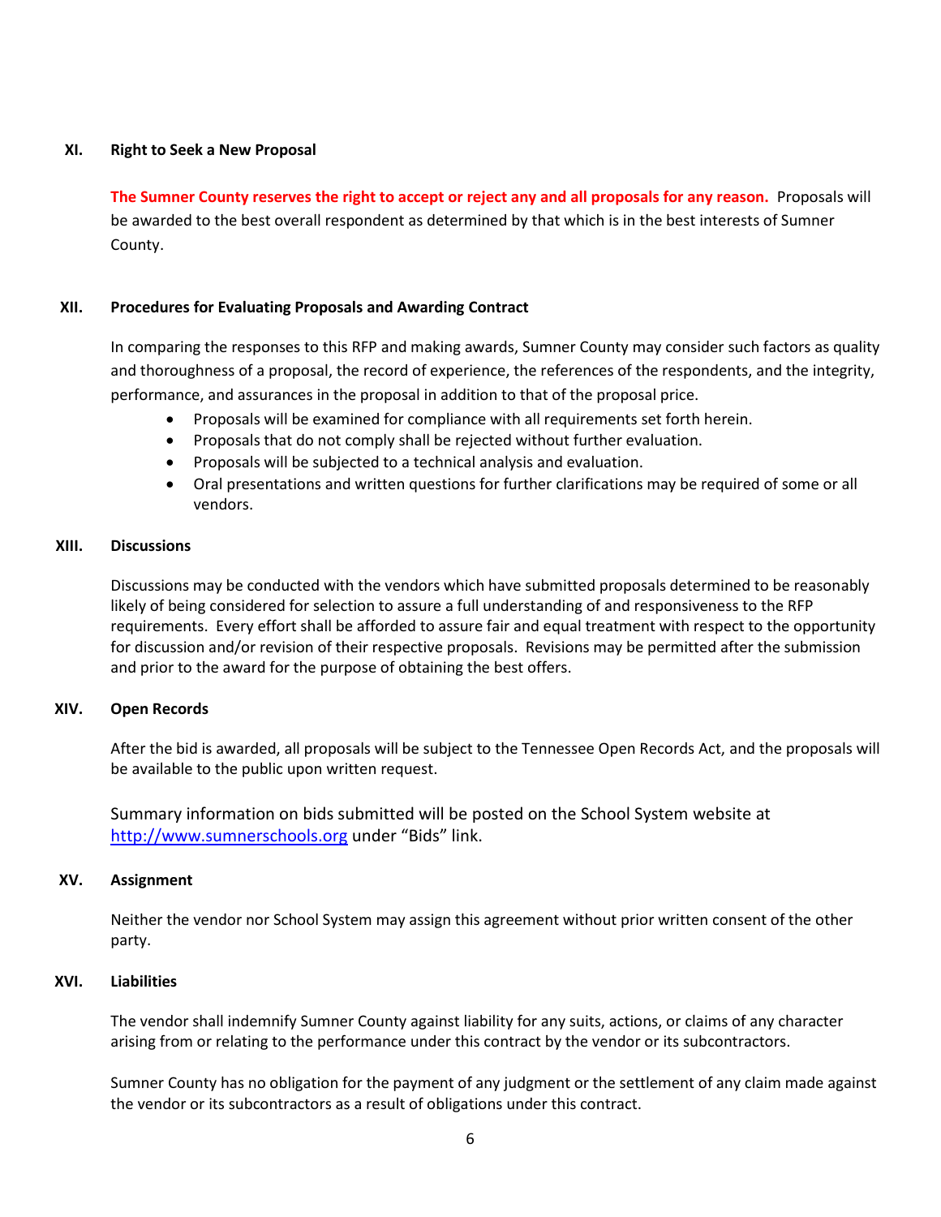## XI. Right to Seek a New Proposal

**The Sumner County reserves the right to accept or reject any and all proposals for any reason.** Proposals will be awarded to the best overall respondent as determined by that which is in the best interests of Sumner County.

## XII. Procedures for Evaluating Proposals and Awarding Contract

In comparing the responses to this RFP and making awards, Sumner County may consider such factors as quality and thoroughness of a proposal, the record of experience, the references of the respondents, and the integrity, performance, and assurances in the proposal in addition to that of the proposal price.

- Proposals will be examined for compliance with all requirements set forth herein.
- Proposals that do not comply shall be rejected without further evaluation.
- Proposals will be subjected to a technical analysis and evaluation.
- Oral presentations and written questions for further clarifications may be required of some or all vendors.

## XIII. Discussions

Discussions may be conducted with the vendors which have submitted proposals determined to be reasonably likely of being considered for selection to assure a full understanding of and responsiveness to the RFP requirements. Every effort shall be afforded to assure fair and equal treatment with respect to the opportunity for discussion and/or revision of their respective proposals. Revisions may be permitted after the submission and prior to the award for the purpose of obtaining the best offers.

## XIV. Open Records

After the bid is awarded, all proposals will be subject to the Tennessee Open Records Act, and the proposals will be available to the public upon written request.

Summary information on bids submitted will be posted on the School System website at http://www.sumnerschools.org under "Bids" link.

## XV. Assignment

Neither the vendor nor School System may assign this agreement without prior written consent of the other party.

## XVI. Liabilities

The vendor shall indemnify Sumner County against liability for any suits, actions, or claims of any character arising from or relating to the performance under this contract by the vendor or its subcontractors.

Sumner County has no obligation for the payment of any judgment or the settlement of any claim made against the vendor or its subcontractors as a result of obligations under this contract.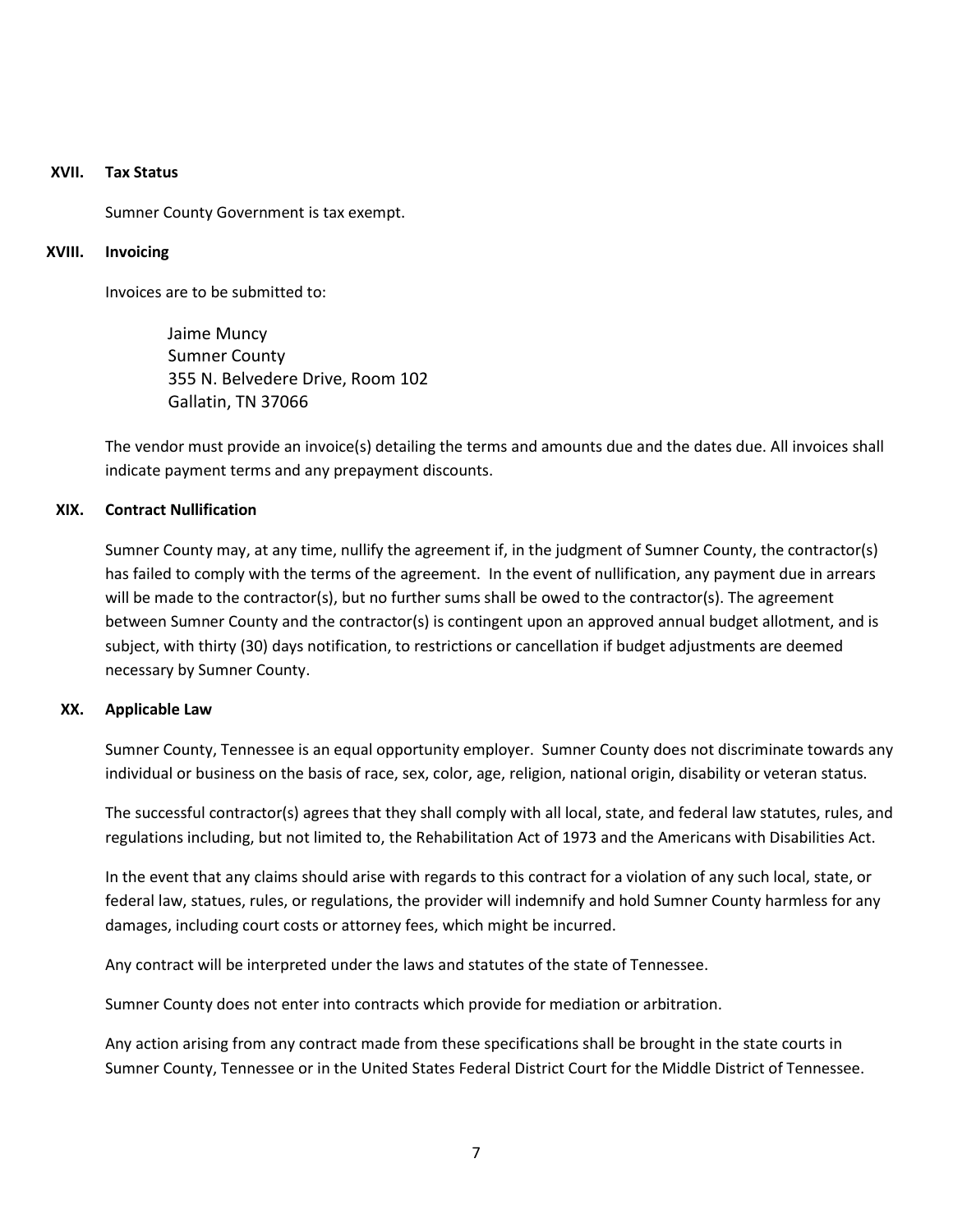## XVII. Tax Status

Sumner County Government is tax exempt.

## XVIII. Invoicing

Invoices are to be submitted to:

Jaime Muncy
Sumner County
355 N. Belvedere Drive, Room 102
Gallatin, TN 37066

The vendor must provide an invoice(s) detailing the terms and amounts due and the dates due. All invoices shall indicate payment terms and any prepayment discounts.

## XIX. Contract Nullification

Sumner County may, at any time, nullify the agreement if, in the judgment of Sumner County, the contractor(s) has failed to comply with the terms of the agreement. In the event of nullification, any payment due in arrears will be made to the contractor(s), but no further sums shall be owed to the contractor(s). The agreement between Sumner County and the contractor(s) is contingent upon an approved annual budget allotment, and is subject, with thirty (30) days notification, to restrictions or cancellation if budget adjustments are deemed necessary by Sumner County.

## XX. Applicable Law

Sumner County, Tennessee is an equal opportunity employer. Sumner County does not discriminate towards any individual or business on the basis of race, sex, color, age, religion, national origin, disability or veteran status.

The successful contractor(s) agrees that they shall comply with all local, state, and federal law statutes, rules, and regulations including, but not limited to, the Rehabilitation Act of 1973 and the Americans with Disabilities Act.

In the event that any claims should arise with regards to this contract for a violation of any such local, state, or federal law, statues, rules, or regulations, the provider will indemnify and hold Sumner County harmless for any damages, including court costs or attorney fees, which might be incurred.

Any contract will be interpreted under the laws and statutes of the state of Tennessee.

Sumner County does not enter into contracts which provide for mediation or arbitration.

Any action arising from any contract made from these specifications shall be brought in the state courts in Sumner County, Tennessee or in the United States Federal District Court for the Middle District of Tennessee.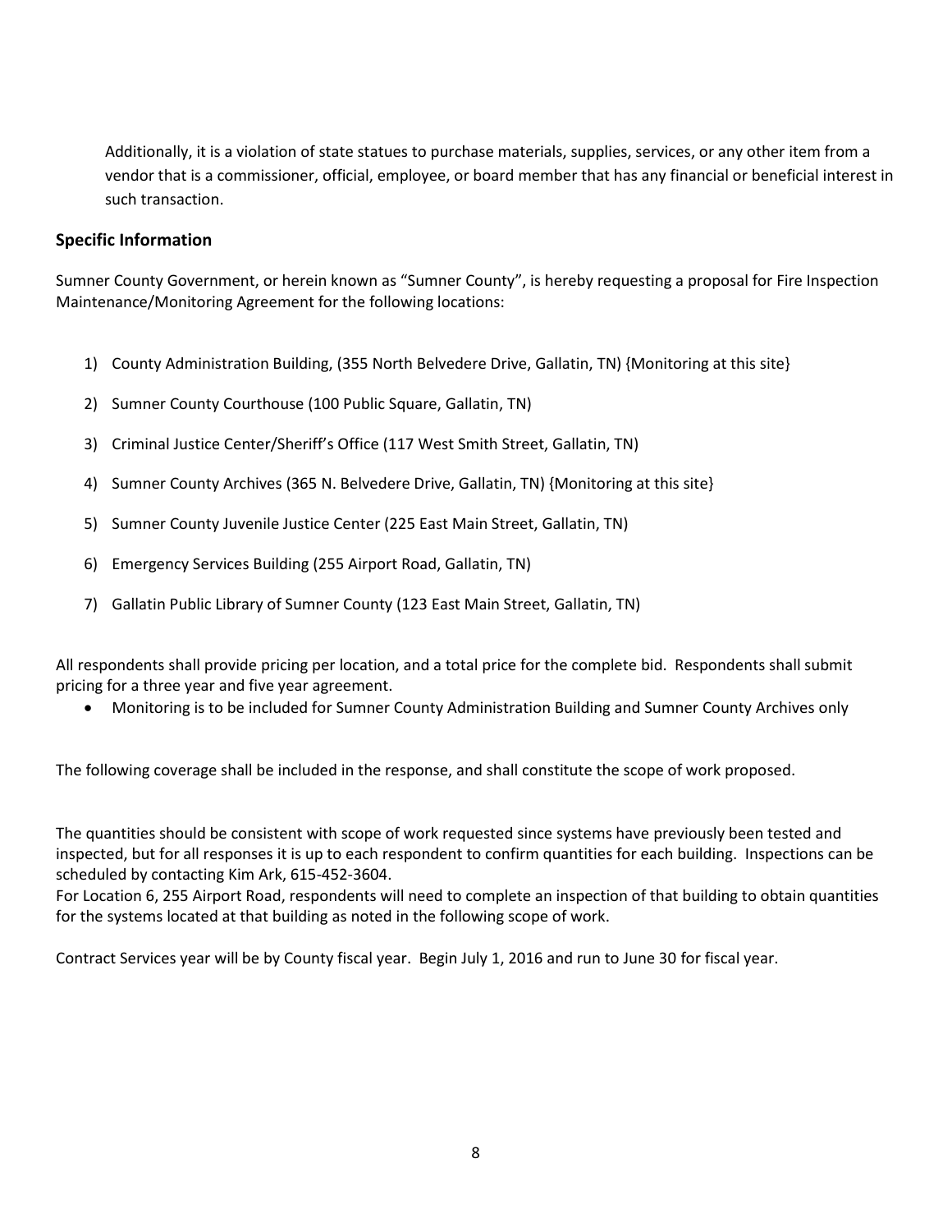Additionally, it is a violation of state statues to purchase materials, supplies, services, or any other item from a vendor that is a commissioner, official, employee, or board member that has any financial or beneficial interest in such transaction.

## Specific Information

Sumner County Government, or herein known as "Sumner County", is hereby requesting a proposal for Fire Inspection Maintenance/Monitoring Agreement for the following locations:

1) County Administration Building, (355 North Belvedere Drive, Gallatin, TN) {Monitoring at this site}
2) Sumner County Courthouse (100 Public Square, Gallatin, TN)
3) Criminal Justice Center/Sheriff's Office (117 West Smith Street, Gallatin, TN)
4) Sumner County Archives (365 N. Belvedere Drive, Gallatin, TN) {Monitoring at this site}
5) Sumner County Juvenile Justice Center (225 East Main Street, Gallatin, TN)
6) Emergency Services Building (255 Airport Road, Gallatin, TN)
7) Gallatin Public Library of Sumner County (123 East Main Street, Gallatin, TN)

All respondents shall provide pricing per location, and a total price for the complete bid. Respondents shall submit pricing for a three year and five year agreement.

- Monitoring is to be included for Sumner County Administration Building and Sumner County Archives only

The following coverage shall be included in the response, and shall constitute the scope of work proposed.

The quantities should be consistent with scope of work requested since systems have previously been tested and inspected, but for all responses it is up to each respondent to confirm quantities for each building. Inspections can be scheduled by contacting Kim Ark, 615-452-3604.

For Location 6, 255 Airport Road, respondents will need to complete an inspection of that building to obtain quantities for the systems located at that building as noted in the following scope of work.

Contract Services year will be by County fiscal year. Begin July 1, 2016 and run to June 30 for fiscal year.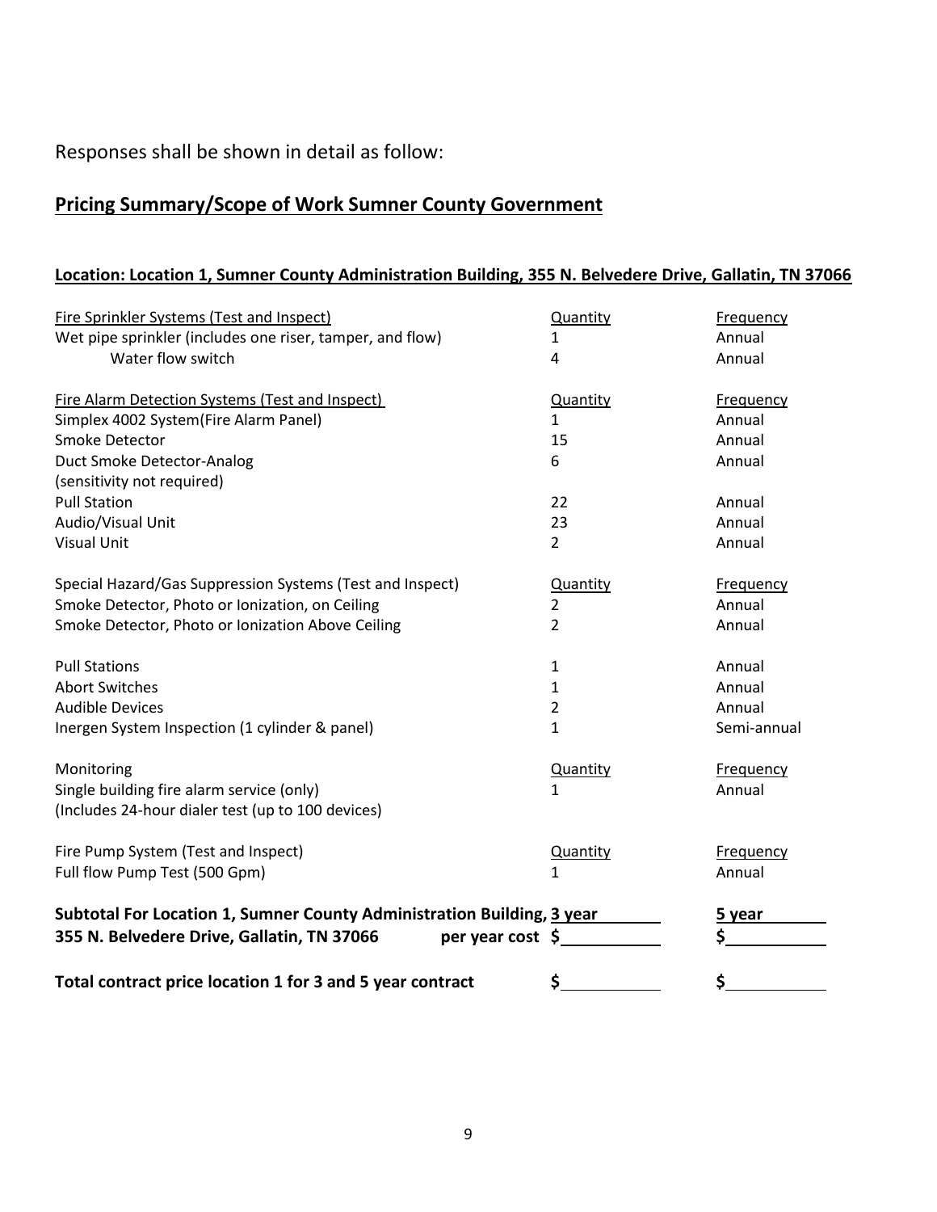Responses shall be shown in detail as follow:

## Pricing Summary/Scope of Work Sumner County Government

### Location: Location 1, Sumner County Administration Building, 355 N. Belvedere Drive, Gallatin, TN 37066

| Fire Sprinkler Systems (Test and Inspect) | Quantity | Frequency |
|---|---|---|
| Wet pipe sprinkler (includes one riser, tamper, and flow) | 1 | Annual |
| Water flow switch | 4 | Annual |

| Fire Alarm Detection Systems (Test and Inspect) | Quantity | Frequency |
|---|---|---|
| Simplex 4002 System(Fire Alarm Panel) | 1 | Annual |
| Smoke Detector | 15 | Annual |
| Duct Smoke Detector-Analog (sensitivity not required) | 6 | Annual |
| Pull Station | 22 | Annual |
| Audio/Visual Unit | 23 | Annual |
| Visual Unit | 2 | Annual |

| Special Hazard/Gas Suppression Systems (Test and Inspect) | Quantity | Frequency |
|---|---|---|
| Smoke Detector, Photo or Ionization, on Ceiling | 2 | Annual |
| Smoke Detector, Photo or Ionization Above Ceiling | 2 | Annual |
| Pull Stations | 1 | Annual |
| Abort Switches | 1 | Annual |
| Audible Devices | 2 | Annual |
| Inergen System Inspection (1 cylinder & panel) | 1 | Semi-annual |

| Monitoring | Quantity | Frequency |
|---|---|---|
| Single building fire alarm service (only) (Includes 24-hour dialer test (up to 100 devices) | 1 | Annual |

| Fire Pump System (Test and Inspect) | Quantity | Frequency |
|---|---|---|
| Full flow Pump Test (500 Gpm) | 1 | Annual |

| | 3 year | 5 year |
|---|---|---|
| **Subtotal For Location 1, Sumner County Administration Building, 355 N. Belvedere Drive, Gallatin, TN 37066 per year cost** | **$\_\_\_\_\_\_\_\_\_\_** | **$\_\_\_\_\_\_\_\_\_\_** |
| **Total contract price location 1 for 3 and 5 year contract** | **$\_\_\_\_\_\_\_\_\_\_** | **$\_\_\_\_\_\_\_\_\_\_** |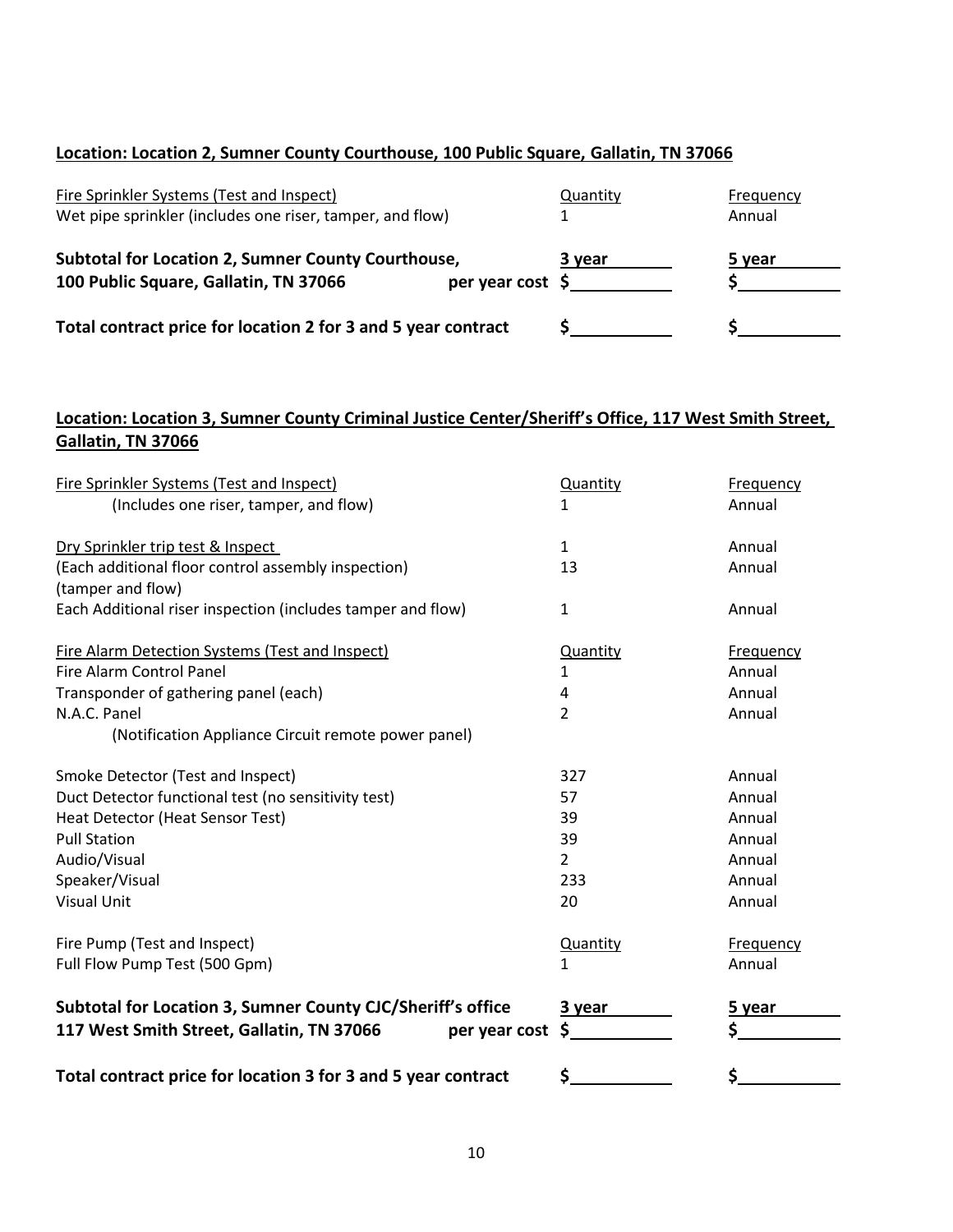**Location: Location 2, Sumner County Courthouse, 100 Public Square, Gallatin, TN 37066**

| Fire Sprinkler Systems (Test and Inspect) | Quantity | Frequency |
|---|---|---|
| Wet pipe sprinkler (includes one riser, tamper, and flow) | 1 | Annual |

| | 3 year | 5 year |
|---|---|---|
| **Subtotal for Location 2, Sumner County Courthouse, 100 Public Square, Gallatin, TN 37066 per year cost** | **$\_\_\_\_\_\_\_\_\_\_** | **$\_\_\_\_\_\_\_\_\_\_** |
| **Total contract price for location 2 for 3 and 5 year contract** | **$\_\_\_\_\_\_\_\_\_\_** | **$\_\_\_\_\_\_\_\_\_\_** |

**Location: Location 3, Sumner County Criminal Justice Center/Sheriff's Office, 117 West Smith Street, Gallatin, TN 37066**

| Fire Sprinkler Systems (Test and Inspect) | Quantity | Frequency |
|---|---|---|
| (Includes one riser, tamper, and flow) | 1 | Annual |
| Dry Sprinkler trip test & Inspect | 1 | Annual |
| (Each additional floor control assembly inspection) (tamper and flow) | 13 | Annual |
| Each Additional riser inspection (includes tamper and flow) | 1 | Annual |

| Fire Alarm Detection Systems (Test and Inspect) | Quantity | Frequency |
|---|---|---|
| Fire Alarm Control Panel | 1 | Annual |
| Transponder of gathering panel (each) | 4 | Annual |
| N.A.C. Panel (Notification Appliance Circuit remote power panel) | 2 | Annual |
| Smoke Detector (Test and Inspect) | 327 | Annual |
| Duct Detector functional test (no sensitivity test) | 57 | Annual |
| Heat Detector (Heat Sensor Test) | 39 | Annual |
| Pull Station | 39 | Annual |
| Audio/Visual | 2 | Annual |
| Speaker/Visual | 233 | Annual |
| Visual Unit | 20 | Annual |

| Fire Pump (Test and Inspect) | Quantity | Frequency |
|---|---|---|
| Full Flow Pump Test (500 Gpm) | 1 | Annual |

| | 3 year | 5 year |
|---|---|---|
| **Subtotal for Location 3, Sumner County CJC/Sheriff's office 117 West Smith Street, Gallatin, TN 37066 per year cost** | **$\_\_\_\_\_\_\_\_\_\_** | **$\_\_\_\_\_\_\_\_\_\_** |
| **Total contract price for location 3 for 3 and 5 year contract** | **$\_\_\_\_\_\_\_\_\_\_** | **$\_\_\_\_\_\_\_\_\_\_** |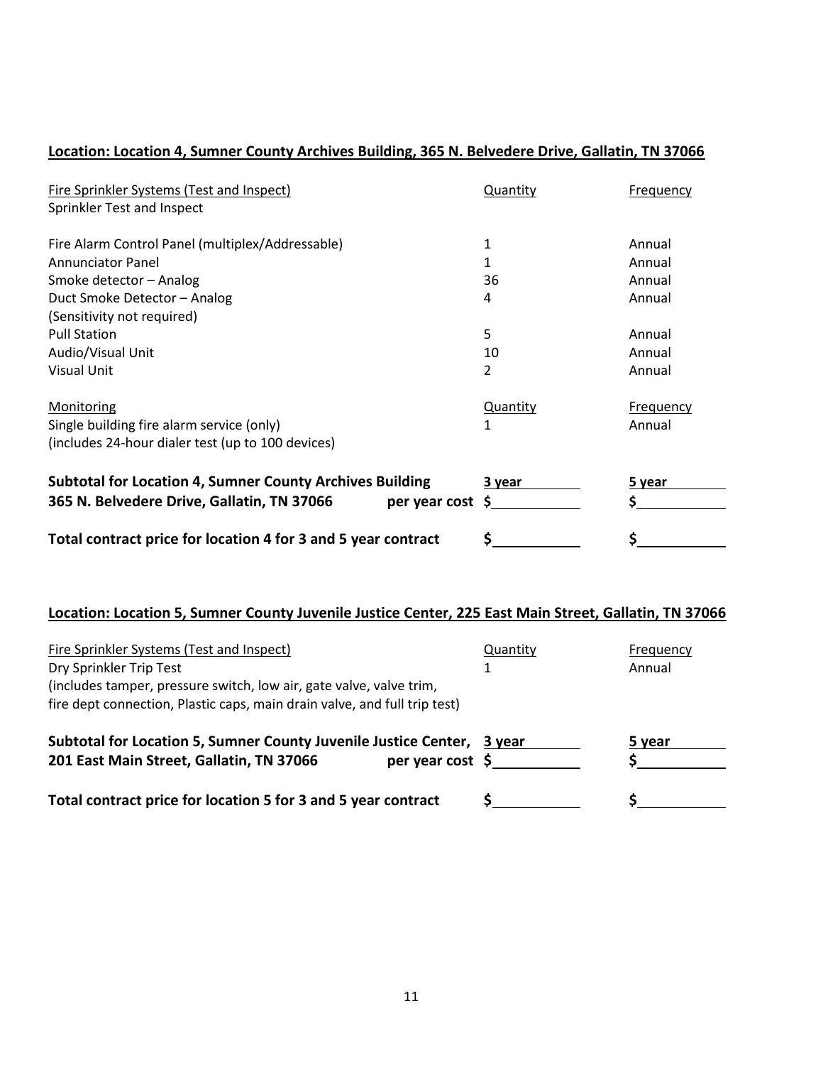**<u>Location: Location 4, Sumner County Archives Building, 365 N. Belvedere Drive, Gallatin, TN 37066</u>**

| <u>Fire Sprinkler Systems (Test and Inspect)</u> | <u>Quantity</u> | <u>Frequency</u> |
|---|---|---|
| Sprinkler Test and Inspect | | |
| | | |
| Fire Alarm Control Panel (multiplex/Addressable) | 1 | Annual |
| Annunciator Panel | 1 | Annual |
| Smoke detector – Analog | 36 | Annual |
| Duct Smoke Detector – Analog (Sensitivity not required) | 4 | Annual |
| Pull Station | 5 | Annual |
| Audio/Visual Unit | 10 | Annual |
| Visual Unit | 2 | Annual |
| | | |
| <u>Monitoring</u> | <u>Quantity</u> | <u>Frequency</u> |
| Single building fire alarm service (only) (includes 24-hour dialer test (up to 100 devices) | 1 | Annual |

| | | |
|---|---|---|
| **Subtotal for Location 4, Sumner County Archives Building** | **3 year** | **5 year** |
| **365 N. Belvedere Drive, Gallatin, TN 37066 per year cost** | **$\_\_\_\_\_\_\_\_\_\_** | **$\_\_\_\_\_\_\_\_\_\_** |
| **Total contract price for location 4 for 3 and 5 year contract** | **$\_\_\_\_\_\_\_\_\_\_** | **$\_\_\_\_\_\_\_\_\_\_** |

**<u>Location: Location 5, Sumner County Juvenile Justice Center, 225 East Main Street, Gallatin, TN 37066</u>**

| <u>Fire Sprinkler Systems (Test and Inspect)</u> | <u>Quantity</u> | <u>Frequency</u> |
|---|---|---|
| Dry Sprinkler Trip Test (includes tamper, pressure switch, low air, gate valve, valve trim, fire dept connection, Plastic caps, main drain valve, and full trip test) | 1 | Annual |

| | | |
|---|---|---|
| **Subtotal for Location 5, Sumner County Juvenile Justice Center,** | **3 year** | **5 year** |
| **201 East Main Street, Gallatin, TN 37066 per year cost** | **$\_\_\_\_\_\_\_\_\_\_** | **$\_\_\_\_\_\_\_\_\_\_** |
| **Total contract price for location 5 for 3 and 5 year contract** | **$\_\_\_\_\_\_\_\_\_\_** | **$\_\_\_\_\_\_\_\_\_\_** |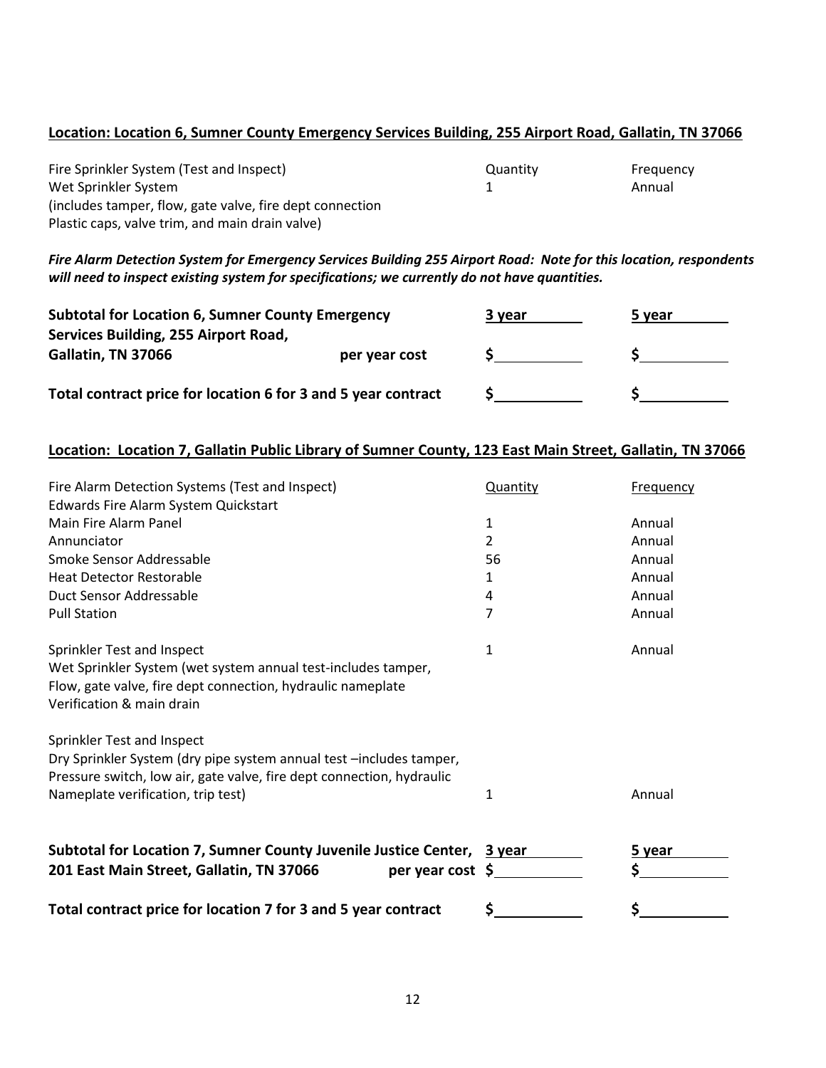**Location: Location 6, Sumner County Emergency Services Building, 255 Airport Road, Gallatin, TN 37066**

| Fire Sprinkler System (Test and Inspect) | Quantity | Frequency |
|---|---|---|
| Wet Sprinkler System (includes tamper, flow, gate valve, fire dept connection Plastic caps, valve trim, and main drain valve) | 1 | Annual |

***Fire Alarm Detection System for Emergency Services Building 255 Airport Road: Note for this location, respondents will need to inspect existing system for specifications; we currently do not have quantities.***

| | | 3 year | 5 year |
|---|---|---|---|
| **Subtotal for Location 6, Sumner County Emergency Services Building, 255 Airport Road, Gallatin, TN 37066** | **per year cost** | **$** | **$** |
| **Total contract price for location 6 for 3 and 5 year contract** | | **$** | **$** |

**Location: Location 7, Gallatin Public Library of Sumner County, 123 East Main Street, Gallatin, TN 37066**

| Fire Alarm Detection Systems (Test and Inspect) | Quantity | Frequency |
|---|---|---|
| Edwards Fire Alarm System Quickstart | | |
| Main Fire Alarm Panel | 1 | Annual |
| Annunciator | 2 | Annual |
| Smoke Sensor Addressable | 56 | Annual |
| Heat Detector Restorable | 1 | Annual |
| Duct Sensor Addressable | 4 | Annual |
| Pull Station | 7 | Annual |
| Sprinkler Test and Inspect<br>Wet Sprinkler System (wet system annual test-includes tamper, Flow, gate valve, fire dept connection, hydraulic nameplate Verification & main drain | 1 | Annual |
| Sprinkler Test and Inspect<br>Dry Sprinkler System (dry pipe system annual test –includes tamper, Pressure switch, low air, gate valve, fire dept connection, hydraulic Nameplate verification, trip test) | 1 | Annual |

| | | 3 year | 5 year |
|---|---|---|---|
| **Subtotal for Location 7, Sumner County Juvenile Justice Center, 201 East Main Street, Gallatin, TN 37066** | **per year cost** | **$** | **$** |
| **Total contract price for location 7 for 3 and 5 year contract** | | **$** | **$** |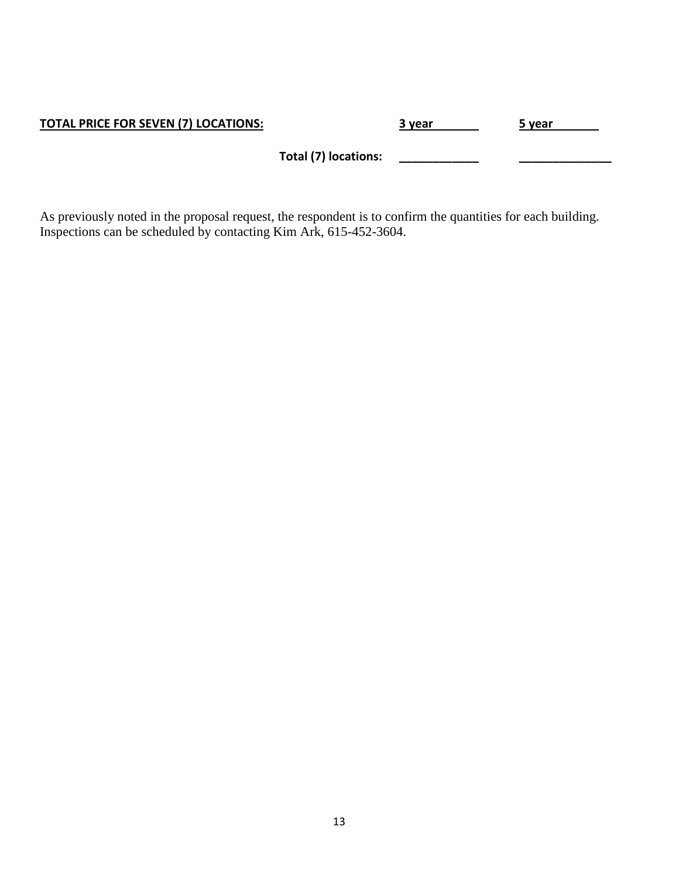| **TOTAL PRICE FOR SEVEN (7) LOCATIONS:** | | **3 year** | **5 year** |
|---|---|---|---|
| | **Total (7) locations:** | ____________ | ______________ |

As previously noted in the proposal request, the respondent is to confirm the quantities for each building. Inspections can be scheduled by contacting Kim Ark, 615-452-3604.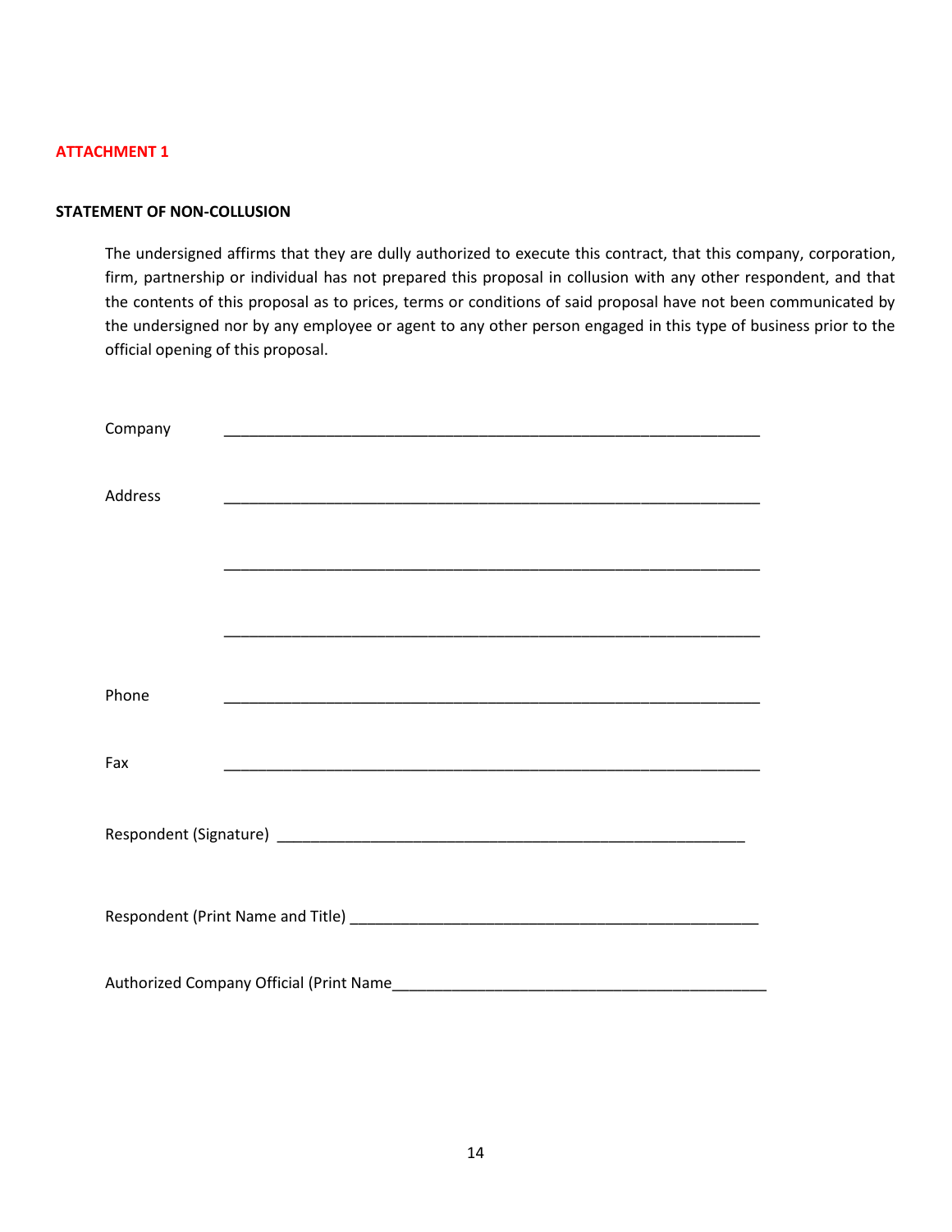**ATTACHMENT 1**

**STATEMENT OF NON-COLLUSION**

The undersigned affirms that they are dully authorized to execute this contract, that this company, corporation, firm, partnership or individual has not prepared this proposal in collusion with any other respondent, and that the contents of this proposal as to prices, terms or conditions of said proposal have not been communicated by the undersigned nor by any employee or agent to any other person engaged in this type of business prior to the official opening of this proposal.

Company ________________________________________________________________

Address ________________________________________________________________

________________________________________________________________

________________________________________________________________

Phone ________________________________________________________________

Fax ________________________________________________________________

Respondent (Signature) _______________________________________________________

Respondent (Print Name and Title) _______________________________________________

Authorized Company Official (Print Name_____________________________________________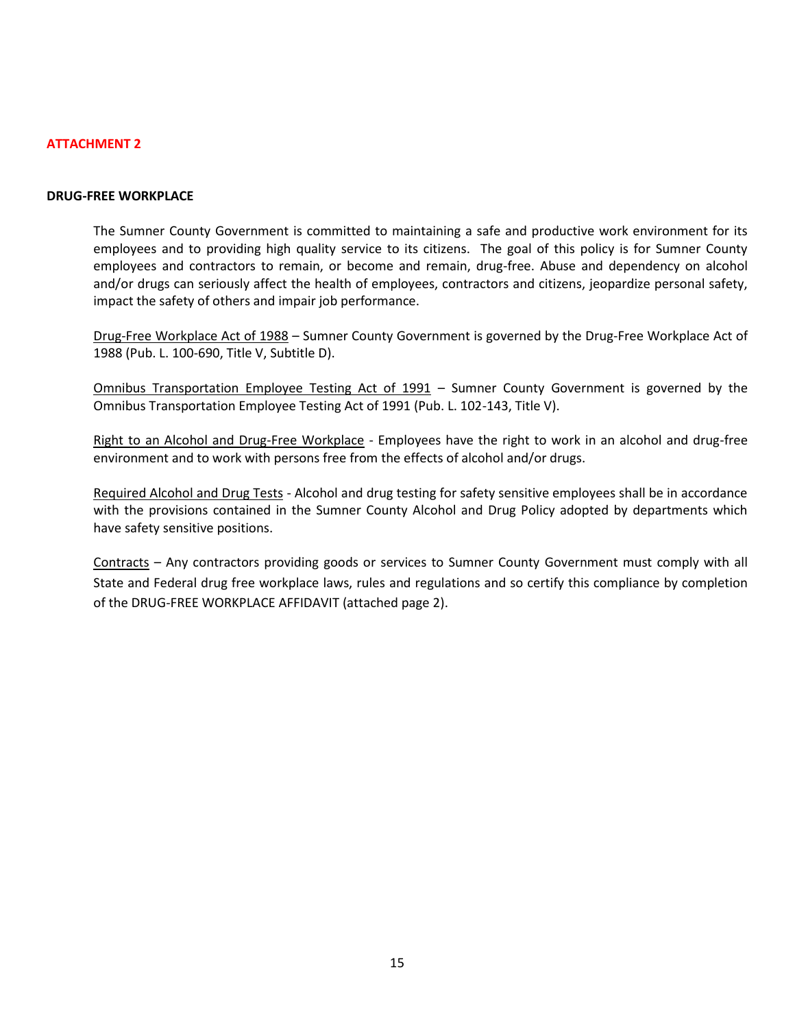**ATTACHMENT 2**

**DRUG-FREE WORKPLACE**

The Sumner County Government is committed to maintaining a safe and productive work environment for its employees and to providing high quality service to its citizens. The goal of this policy is for Sumner County employees and contractors to remain, or become and remain, drug-free. Abuse and dependency on alcohol and/or drugs can seriously affect the health of employees, contractors and citizens, jeopardize personal safety, impact the safety of others and impair job performance.

<u>Drug-Free Workplace Act of 1988</u> – Sumner County Government is governed by the Drug-Free Workplace Act of 1988 (Pub. L. 100-690, Title V, Subtitle D).

<u>Omnibus Transportation Employee Testing Act of 1991</u> – Sumner County Government is governed by the Omnibus Transportation Employee Testing Act of 1991 (Pub. L. 102-143, Title V).

<u>Right to an Alcohol and Drug-Free Workplace</u> - Employees have the right to work in an alcohol and drug-free environment and to work with persons free from the effects of alcohol and/or drugs.

<u>Required Alcohol and Drug Tests</u> - Alcohol and drug testing for safety sensitive employees shall be in accordance with the provisions contained in the Sumner County Alcohol and Drug Policy adopted by departments which have safety sensitive positions.

<u>Contracts</u> – Any contractors providing goods or services to Sumner County Government must comply with all State and Federal drug free workplace laws, rules and regulations and so certify this compliance by completion of the DRUG-FREE WORKPLACE AFFIDAVIT (attached page 2).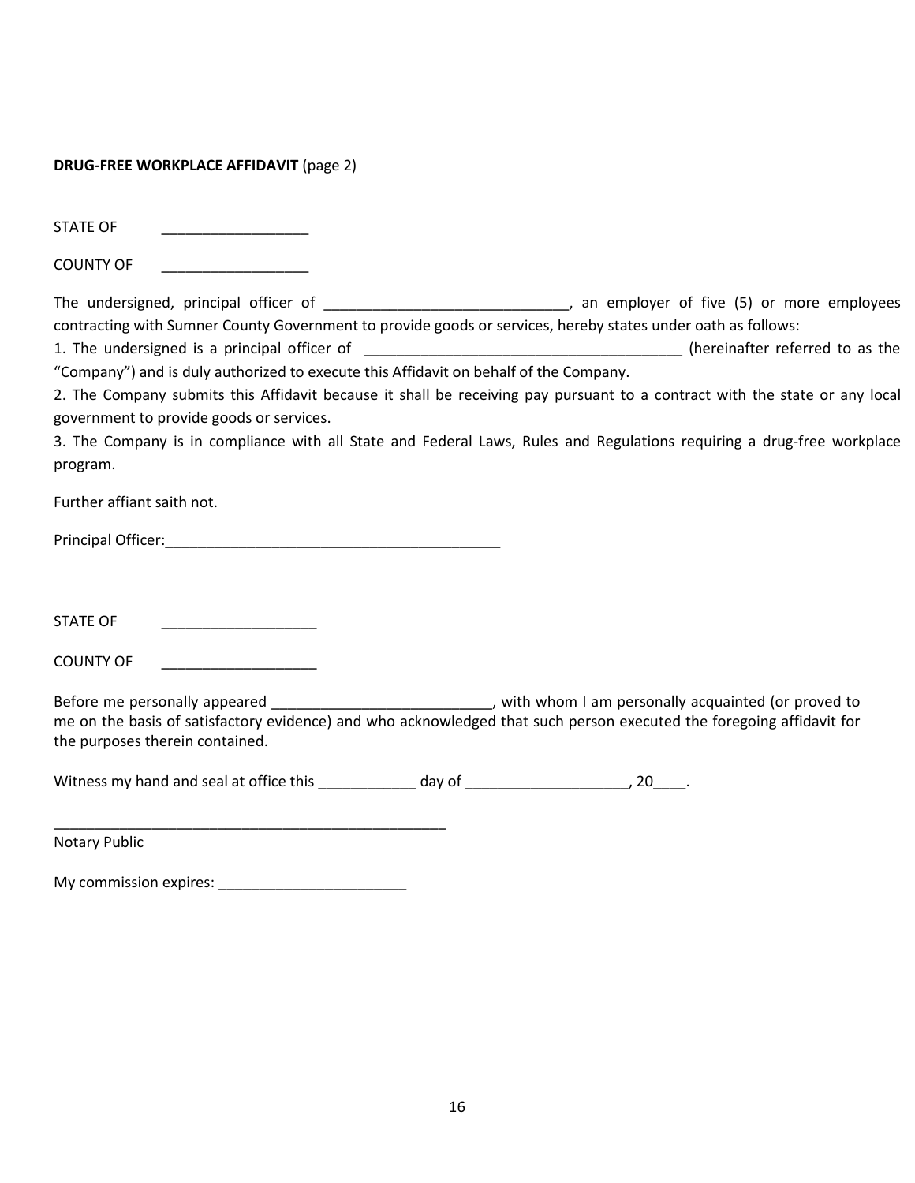**DRUG-FREE WORKPLACE AFFIDAVIT** (page 2)

STATE OF __________________

COUNTY OF __________________

The undersigned, principal officer of ______________________________, an employer of five (5) or more employees contracting with Sumner County Government to provide goods or services, hereby states under oath as follows:

1. The undersigned is a principal officer of ________________________________________ (hereinafter referred to as the “Company”) and is duly authorized to execute this Affidavit on behalf of the Company.
2. The Company submits this Affidavit because it shall be receiving pay pursuant to a contract with the state or any local government to provide goods or services.
3. The Company is in compliance with all State and Federal Laws, Rules and Regulations requiring a drug-free workplace program.

Further affiant saith not.

Principal Officer:__________________________________________

STATE OF ___________________

COUNTY OF ___________________

Before me personally appeared ___________________________, with whom I am personally acquainted (or proved to me on the basis of satisfactory evidence) and who acknowledged that such person executed the foregoing affidavit for the purposes therein contained.

Witness my hand and seal at office this ____________ day of ____________________, 20____.

__________________________________________________
Notary Public

My commission expires: _______________________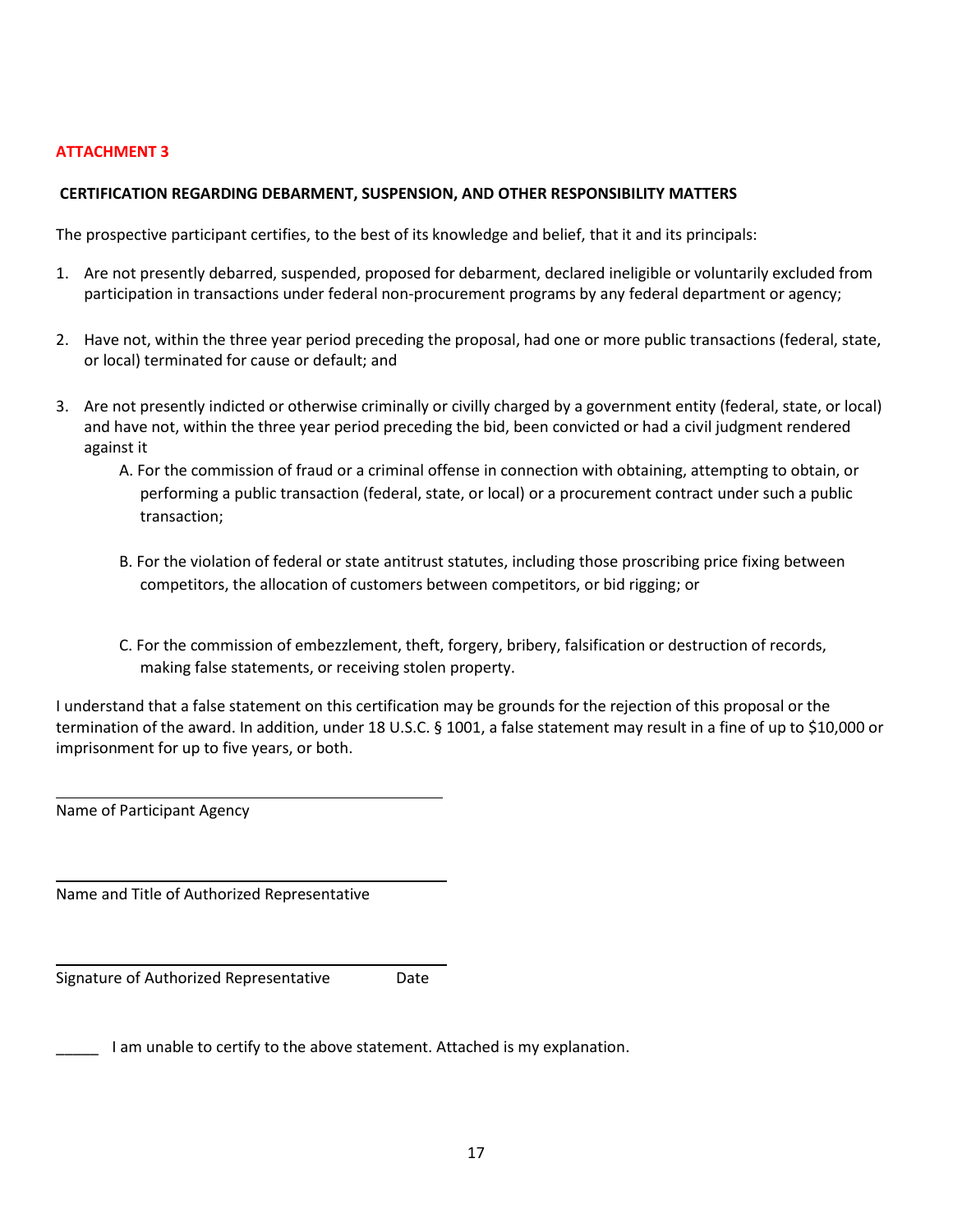**ATTACHMENT 3**

**CERTIFICATION REGARDING DEBARMENT, SUSPENSION, AND OTHER RESPONSIBILITY MATTERS**

The prospective participant certifies, to the best of its knowledge and belief, that it and its principals:

1. Are not presently debarred, suspended, proposed for debarment, declared ineligible or voluntarily excluded from participation in transactions under federal non-procurement programs by any federal department or agency;

2. Have not, within the three year period preceding the proposal, had one or more public transactions (federal, state, or local) terminated for cause or default; and

3. Are not presently indicted or otherwise criminally or civilly charged by a government entity (federal, state, or local) and have not, within the three year period preceding the bid, been convicted or had a civil judgment rendered against it

   A. For the commission of fraud or a criminal offense in connection with obtaining, attempting to obtain, or performing a public transaction (federal, state, or local) or a procurement contract under such a public transaction;

   B. For the violation of federal or state antitrust statutes, including those proscribing price fixing between competitors, the allocation of customers between competitors, or bid rigging; or

   C. For the commission of embezzlement, theft, forgery, bribery, falsification or destruction of records, making false statements, or receiving stolen property.

I understand that a false statement on this certification may be grounds for the rejection of this proposal or the termination of the award. In addition, under 18 U.S.C. § 1001, a false statement may result in a fine of up to $10,000 or imprisonment for up to five years, or both.

\_\_\_\_\_\_\_\_\_\_\_\_\_\_\_\_\_\_\_\_\_\_\_\_\_\_\_\_\_\_\_\_\_\_\_\_\_\_\_\_\_\_\_\_

Name of Participant Agency

\_\_\_\_\_\_\_\_\_\_\_\_\_\_\_\_\_\_\_\_\_\_\_\_\_\_\_\_\_\_\_\_\_\_\_\_\_\_\_\_\_\_\_\_

Name and Title of Authorized Representative

\_\_\_\_\_\_\_\_\_\_\_\_\_\_\_\_\_\_\_\_\_\_\_\_\_\_\_\_\_\_\_\_\_\_\_\_\_\_\_\_\_\_\_\_

Signature of Authorized Representative Date

\_\_\_\_\_ I am unable to certify to the above statement. Attached is my explanation.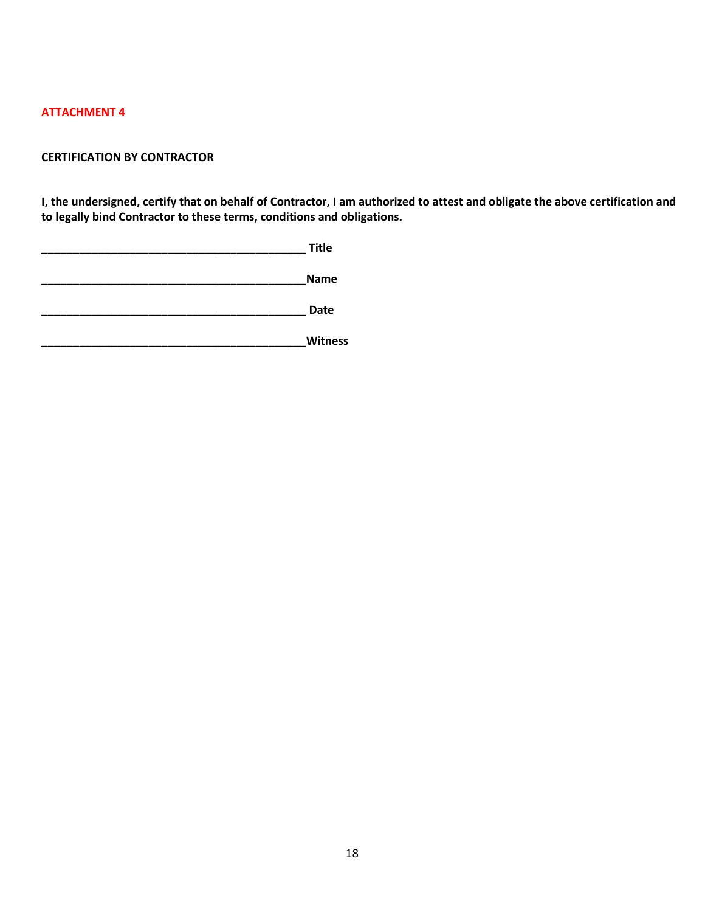**ATTACHMENT 4**

**CERTIFICATION BY CONTRACTOR**

**I, the undersigned, certify that on behalf of Contractor, I am authorized to attest and obligate the above certification and to legally bind Contractor to these terms, conditions and obligations.**

**__________________________________________ Title**

**__________________________________________Name**

**__________________________________________ Date**

**__________________________________________Witness**